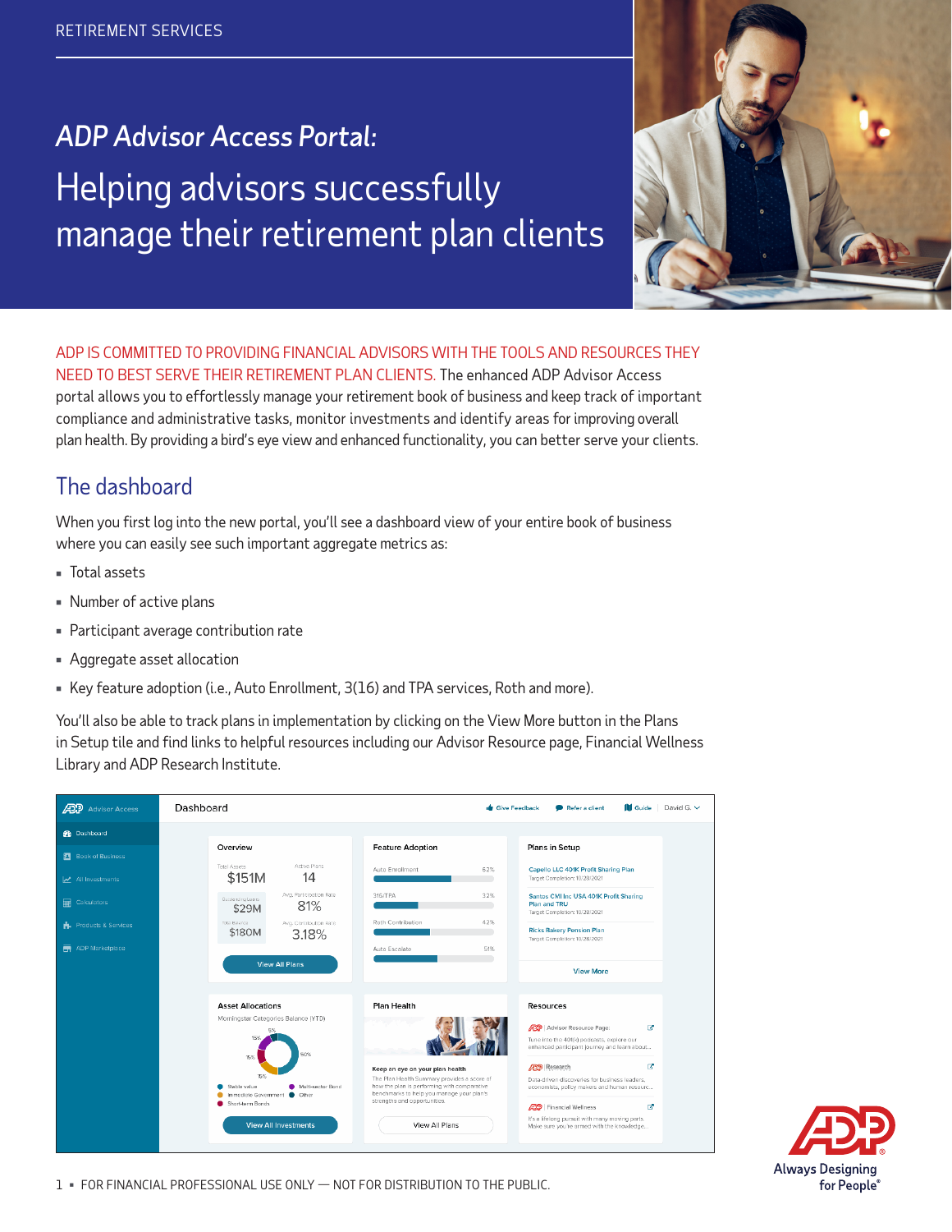RETIREMENT SERVICES

# *ADP Advisor Access Portal:* Helping advisors successfully manage their retirement plan clients

ADP IS COMMITTED TO PROVIDING FINANCIAL ADVISORS WITH THE TOOLS AND RESOURCES THEY NEED TO BEST SERVE THEIR RETIREMENT PLAN CLIENTS. The enhanced ADP Advisor Access portal allows you to effortlessly manage your retirement book of business and keep track of important compliance and administrative tasks, monitor investments and identify areas for improving overall plan health. By providing a bird's eye view and enhanced functionality, you can better serve your clients.

## The dashboard

When you first log into the new portal, you'll see a dashboard view of your entire book of business where you can easily see such important aggregate metrics as:

- Total assets
- Number of active plans
- Participant average contribution rate
- Aggregate asset allocation
- Key feature adoption (i.e., Auto Enrollment, 3(16) and TPA services, Roth and more).

You'll also be able to track plans in implementation by clicking on the View More button in the Plans in Setup tile and find links to helpful resources including our Advisor Resource page, Financial Wellness Library and ADP Research Institute.

FOR FINANCIAL PROFESSIONAL USE ONLY — NOT FOR DISTRIBUTION TO THE PUBLIC.

Always Designing for People®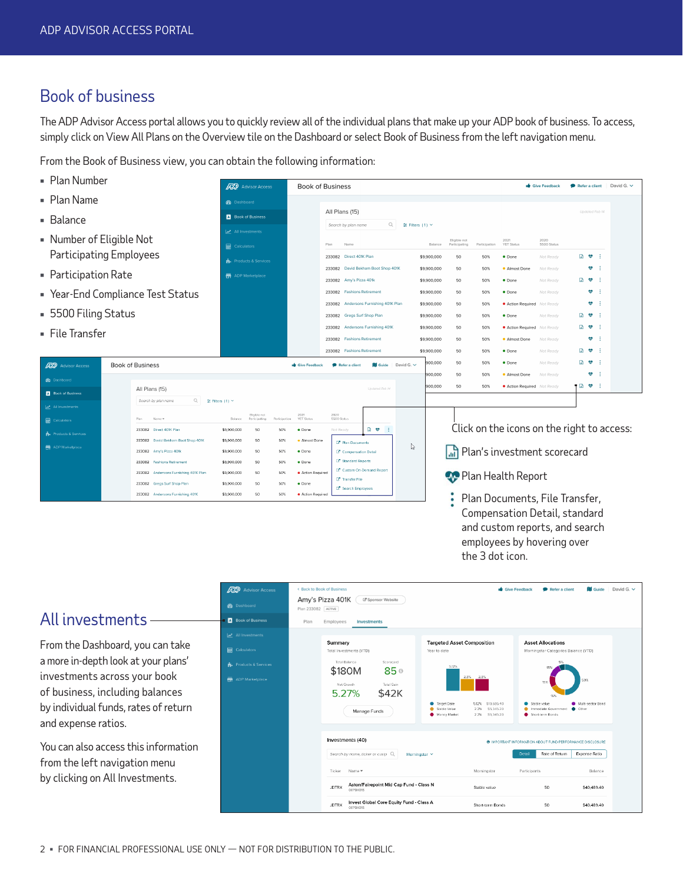# Book of business

The ADP Advisor Access portal allows you to quickly review all of the individual plans that make up your ADP book of business. To access, simply click on View All Plans on the Overview tile on the Dashboard or select Book of Business from the left navigation menu.

From the Book of Business view, you can obtain the following information:

- Plan Number
- Plan Name
- Balance
- Number of Eligible Not Participating Employees
- Participation Rate
- Year-End Compliance Test Status
- 5500 Filing Status
- File Transfer

Click on the icons on the right to access:

- Plan's investment scorecard
- Plan Health Report
- Plan Documents, File Transfer, Compensation Detail, standard and custom reports, and search employees by hovering over the 3 dot icon.

# All investments

From the Dashboard, you can take a more in-depth look at your plans' investments across your book of business, including balances by individual funds, rates of return and expense ratios.

You can also access this information from the left navigation menu by clicking on All Investments.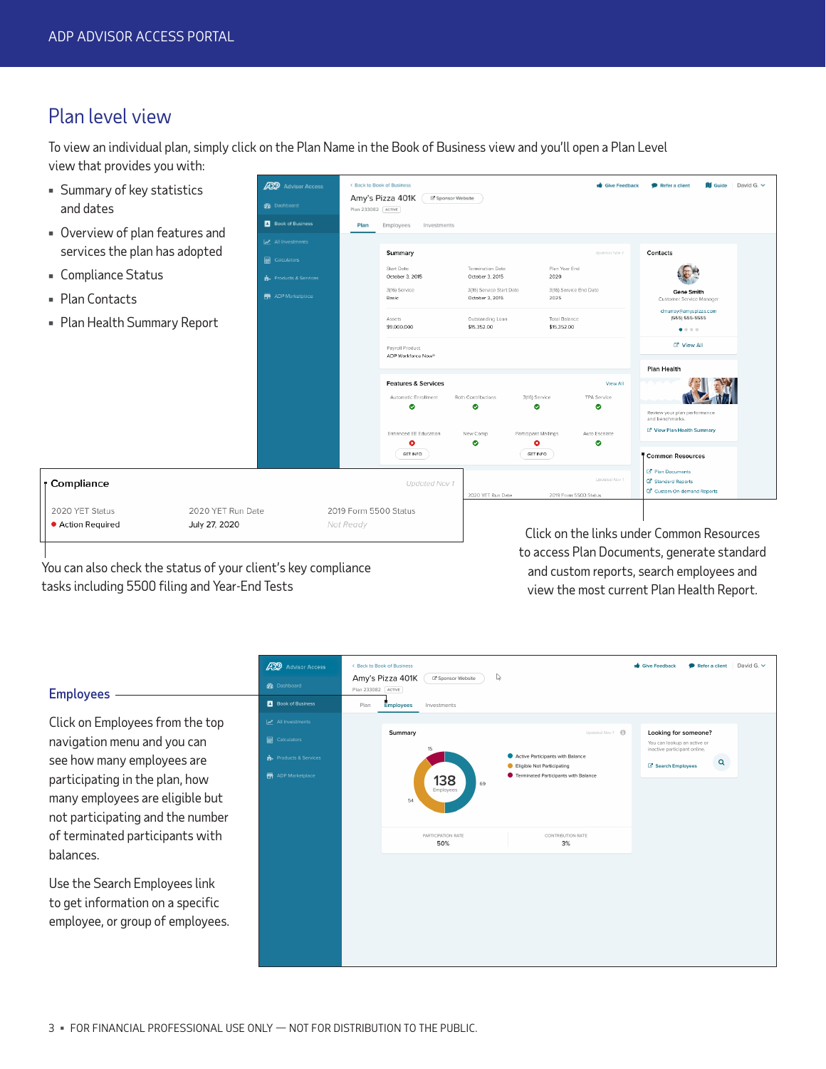## Plan level view

To view an individual plan, simply click on the Plan Name in the Book of Business view and you'll open a Plan Level view that provides you with:

- Summary of key statistics and dates
- Overview of plan features and services the plan has adopted
- Compliance Status
- Plan Contacts
- Plan Health Summary Report

**Compliance**

| 2020 YET Status | 2020 YET Run Date | 2019 Form 5500 Status |
|---|---|---|
| Action Required | July 27, 2020 | Not Ready |

You can also check the status of your client's key compliance tasks including 5500 filing and Year-End Tests

Click on the links under Common Resources to access Plan Documents, generate standard and custom reports, search employees and view the most current Plan Health Report.

### Employees

Click on Employees from the top navigation menu and you can see how many employees are participating in the plan, how many employees are eligible but not participating and the number of terminated participants with balances.

Use the Search Employees link to get information on a specific employee, or group of employees.

FOR FINANCIAL PROFESSIONAL USE ONLY — NOT FOR DISTRIBUTION TO THE PUBLIC.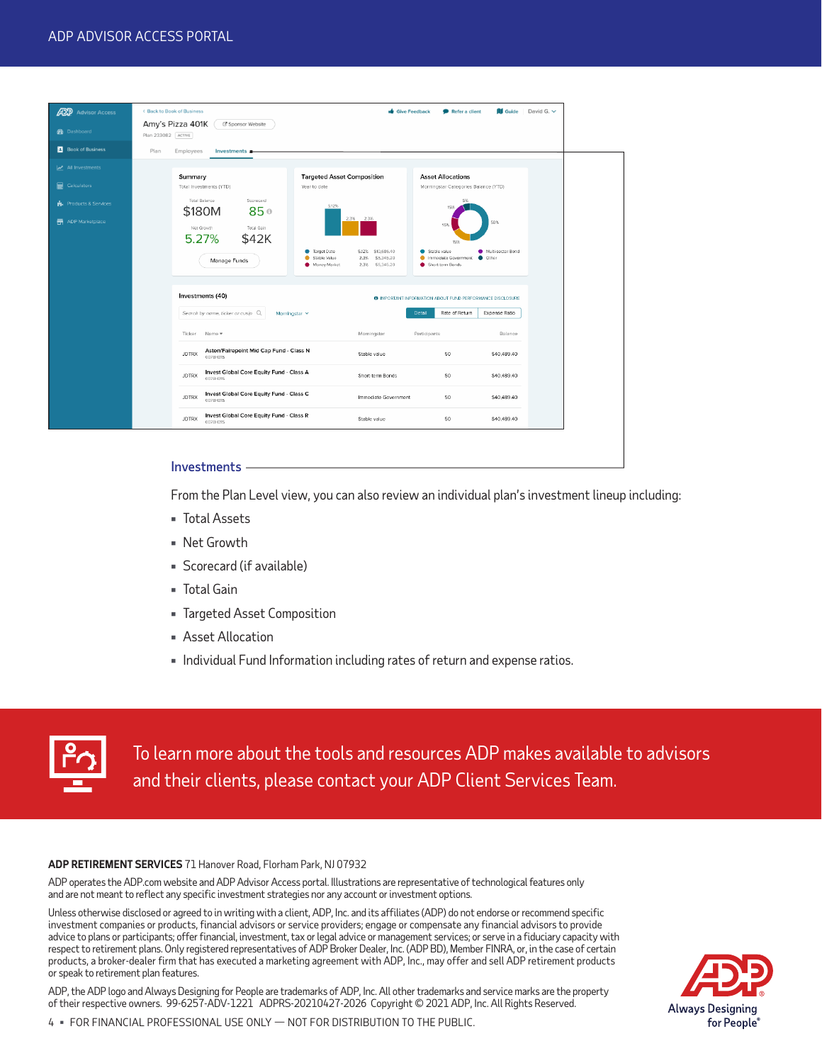ADP ADVISOR ACCESS PORTAL

## Investments

From the Plan Level view, you can also review an individual plan's investment lineup including:

- Total Assets
- Net Growth
- Scorecard (if available)
- Total Gain
- Targeted Asset Composition
- Asset Allocation
- Individual Fund Information including rates of return and expense ratios.

To learn more about the tools and resources ADP makes available to advisors and their clients, please contact your ADP Client Services Team.

**ADP RETIREMENT SERVICES** 71 Hanover Road, Florham Park, NJ 07932

ADP operates the ADP.com website and ADP Advisor Access portal. Illustrations are representative of technological features only and are not meant to reflect any specific investment strategies nor any account or investment options.

Unless otherwise disclosed or agreed to in writing with a client, ADP, Inc. and its affiliates (ADP) do not endorse or recommend specific investment companies or products, financial advisors or service providers; engage or compensate any financial advisors to provide advice to plans or participants; offer financial, investment, tax or legal advice or management services; or serve in a fiduciary capacity with respect to retirement plans. Only registered representatives of ADP Broker Dealer, Inc. (ADP BD), Member FINRA, or, in the case of certain products, a broker-dealer firm that has executed a marketing agreement with ADP, Inc., may offer and sell ADP retirement products or speak to retirement plan features.

ADP, the ADP logo and Always Designing for People are trademarks of ADP, Inc. All other trademarks and service marks are the property of their respective owners. 99-6257-ADV-1221 ADPRS-20210427-2026 Copyright © 2021 ADP, Inc. All Rights Reserved.

FOR FINANCIAL PROFESSIONAL USE ONLY — NOT FOR DISTRIBUTION TO THE PUBLIC.

Always Designing for People®